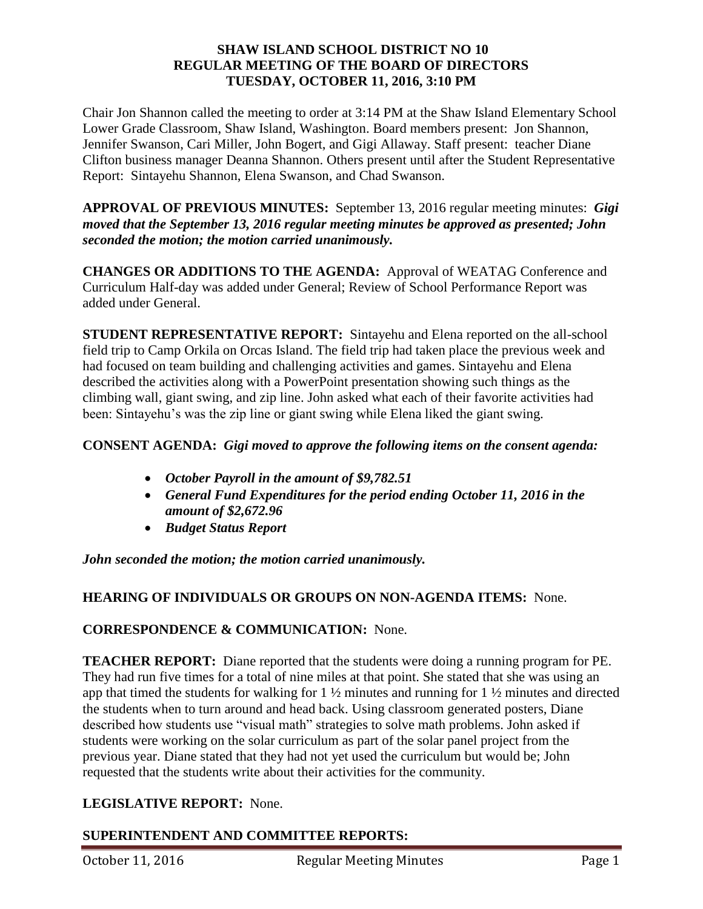**SHAW ISLAND SCHOOL DISTRICT NO 10**
**REGULAR MEETING OF THE BOARD OF DIRECTORS**
**TUESDAY, OCTOBER 11, 2016, 3:10 PM**

Chair Jon Shannon called the meeting to order at 3:14 PM at the Shaw Island Elementary School Lower Grade Classroom, Shaw Island, Washington. Board members present: Jon Shannon, Jennifer Swanson, Cari Miller, John Bogert, and Gigi Allaway. Staff present: teacher Diane Clifton business manager Deanna Shannon. Others present until after the Student Representative Report: Sintayehu Shannon, Elena Swanson, and Chad Swanson.

**APPROVAL OF PREVIOUS MINUTES:** September 13, 2016 regular meeting minutes: ***Gigi moved that the September 13, 2016 regular meeting minutes be approved as presented; John seconded the motion; the motion carried unanimously.***

**CHANGES OR ADDITIONS TO THE AGENDA:** Approval of WEATAG Conference and Curriculum Half-day was added under General; Review of School Performance Report was added under General.

**STUDENT REPRESENTATIVE REPORT:** Sintayehu and Elena reported on the all-school field trip to Camp Orkila on Orcas Island. The field trip had taken place the previous week and had focused on team building and challenging activities and games. Sintayehu and Elena described the activities along with a PowerPoint presentation showing such things as the climbing wall, giant swing, and zip line. John asked what each of their favorite activities had been: Sintayehu's was the zip line or giant swing while Elena liked the giant swing.

**CONSENT AGENDA:** ***Gigi moved to approve the following items on the consent agenda:***

- ***October Payroll in the amount of $9,782.51***
- ***General Fund Expenditures for the period ending October 11, 2016 in the amount of $2,672.96***
- ***Budget Status Report***

***John seconded the motion; the motion carried unanimously.***

**HEARING OF INDIVIDUALS OR GROUPS ON NON-AGENDA ITEMS:** None.

**CORRESPONDENCE & COMMUNICATION:** None.

**TEACHER REPORT:** Diane reported that the students were doing a running program for PE. They had run five times for a total of nine miles at that point. She stated that she was using an app that timed the students for walking for 1 ½ minutes and running for 1 ½ minutes and directed the students when to turn around and head back. Using classroom generated posters, Diane described how students use "visual math" strategies to solve math problems. John asked if students were working on the solar curriculum as part of the solar panel project from the previous year. Diane stated that they had not yet used the curriculum but would be; John requested that the students write about their activities for the community.

**LEGISLATIVE REPORT:** None.

**SUPERINTENDENT AND COMMITTEE REPORTS:**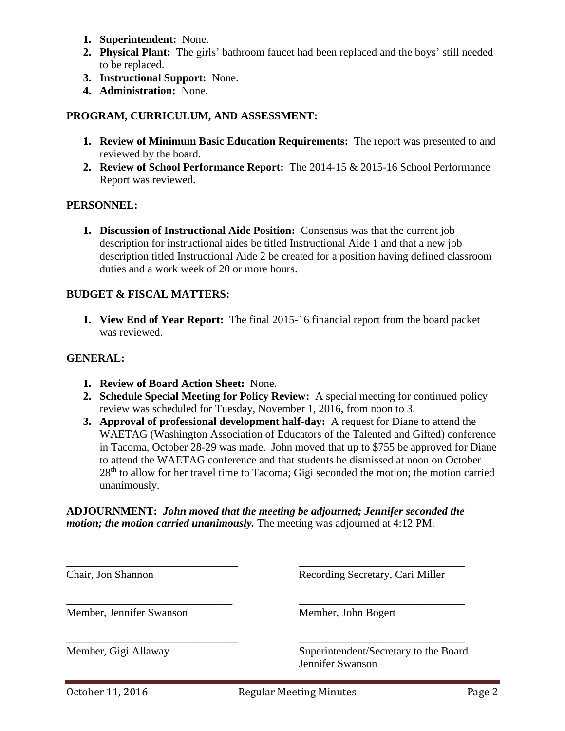1. **Superintendent:** None.
2. **Physical Plant:** The girls' bathroom faucet had been replaced and the boys' still needed to be replaced.
3. **Instructional Support:** None.
4. **Administration:** None.

**PROGRAM, CURRICULUM, AND ASSESSMENT:**

1. **Review of Minimum Basic Education Requirements:** The report was presented to and reviewed by the board.
2. **Review of School Performance Report:** The 2014-15 & 2015-16 School Performance Report was reviewed.

**PERSONNEL:**

1. **Discussion of Instructional Aide Position:** Consensus was that the current job description for instructional aides be titled Instructional Aide 1 and that a new job description titled Instructional Aide 2 be created for a position having defined classroom duties and a work week of 20 or more hours.

**BUDGET & FISCAL MATTERS:**

1. **View End of Year Report:** The final 2015-16 financial report from the board packet was reviewed.

**GENERAL:**

1. **Review of Board Action Sheet:** None.
2. **Schedule Special Meeting for Policy Review:** A special meeting for continued policy review was scheduled for Tuesday, November 1, 2016, from noon to 3.
3. **Approval of professional development half-day:** A request for Diane to attend the WAETAG (Washington Association of Educators of the Talented and Gifted) conference in Tacoma, October 28-29 was made. John moved that up to $755 be approved for Diane to attend the WAETAG conference and that students be dismissed at noon on October 28th to allow for her travel time to Tacoma; Gigi seconded the motion; the motion carried unanimously.

**ADJOURNMENT:** ***John moved that the meeting be adjourned; Jennifer seconded the motion; the motion carried unanimously.*** The meeting was adjourned at 4:12 PM.

_______________________________
Chair, Jon Shannon

_______________________________
Recording Secretary, Cari Miller

_______________________________
Member, Jennifer Swanson

_______________________________
Member, John Bogert

_______________________________
Member, Gigi Allaway

_______________________________
Superintendent/Secretary to the Board
Jennifer Swanson